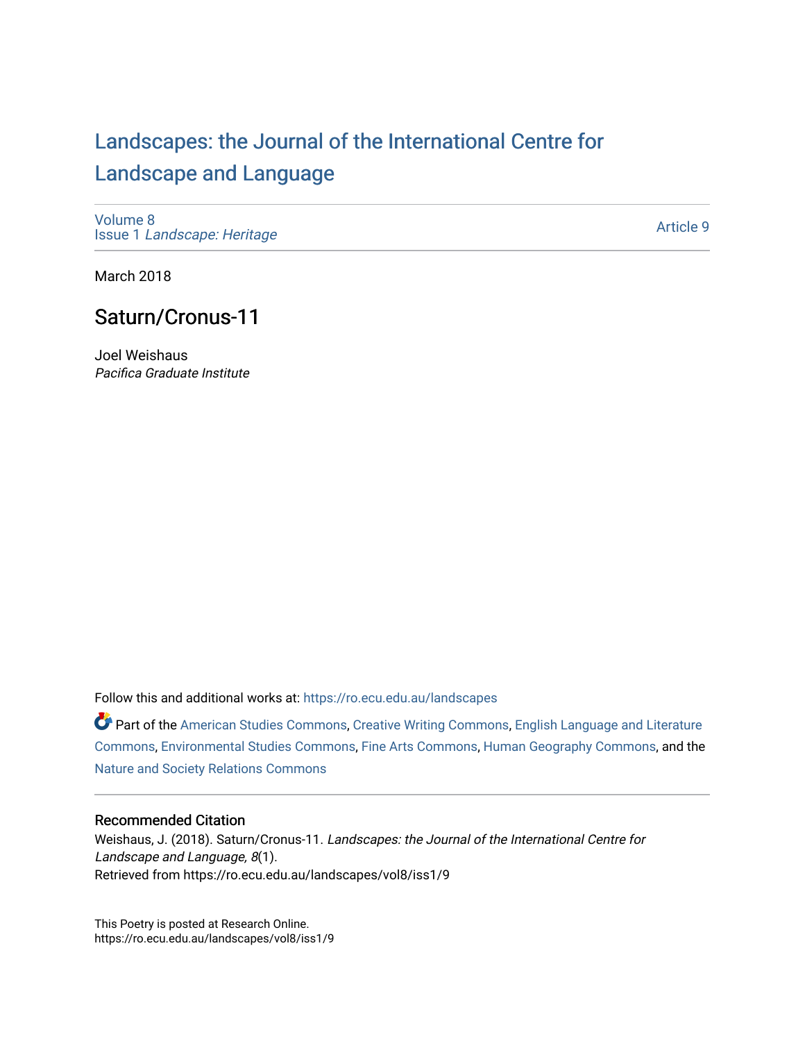# Landscapes: the Journal of the International Centre for Landscape and Language

Volume 8
Issue 1 *Landscape: Heritage*

Article 9

March 2018

## Saturn/Cronus-11

Joel Weishaus
*Pacifica Graduate Institute*

Follow this and additional works at: https://ro.ecu.edu.au/landscapes

Part of the American Studies Commons, Creative Writing Commons, English Language and Literature Commons, Environmental Studies Commons, Fine Arts Commons, Human Geography Commons, and the Nature and Society Relations Commons

### Recommended Citation

Weishaus, J. (2018). Saturn/Cronus-11. *Landscapes: the Journal of the International Centre for Landscape and Language, 8*(1).
Retrieved from https://ro.ecu.edu.au/landscapes/vol8/iss1/9

This Poetry is posted at Research Online.
https://ro.ecu.edu.au/landscapes/vol8/iss1/9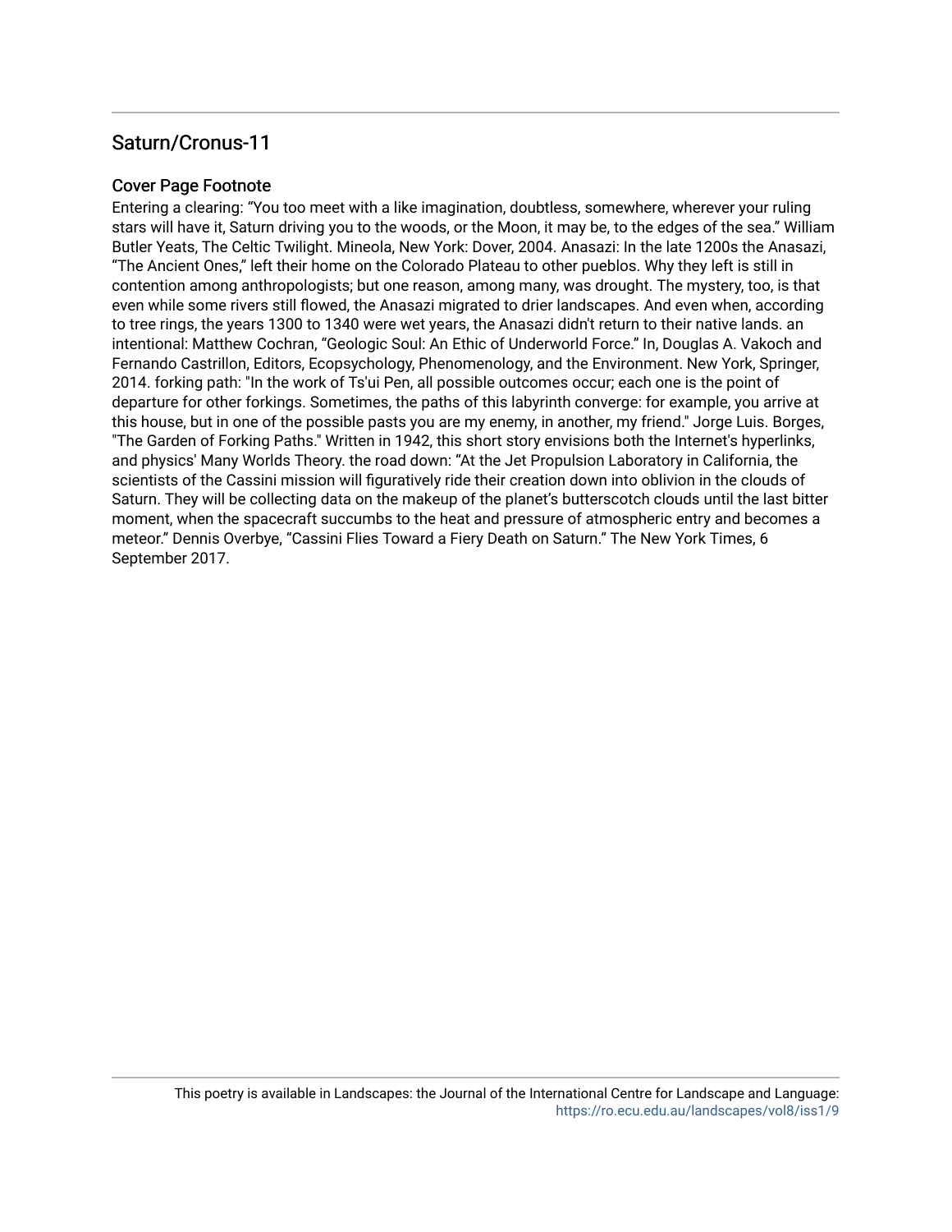## Saturn/Cronus-11

### Cover Page Footnote

Entering a clearing: “You too meet with a like imagination, doubtless, somewhere, wherever your ruling stars will have it, Saturn driving you to the woods, or the Moon, it may be, to the edges of the sea.” William Butler Yeats, The Celtic Twilight. Mineola, New York: Dover, 2004. Anasazi: In the late 1200s the Anasazi, “The Ancient Ones,” left their home on the Colorado Plateau to other pueblos. Why they left is still in contention among anthropologists; but one reason, among many, was drought. The mystery, too, is that even while some rivers still flowed, the Anasazi migrated to drier landscapes. And even when, according to tree rings, the years 1300 to 1340 were wet years, the Anasazi didn't return to their native lands. an intentional: Matthew Cochran, “Geologic Soul: An Ethic of Underworld Force.” In, Douglas A. Vakoch and Fernando Castrillon, Editors, Ecopsychology, Phenomenology, and the Environment. New York, Springer, 2014. forking path: "In the work of Ts'ui Pen, all possible outcomes occur; each one is the point of departure for other forkings. Sometimes, the paths of this labyrinth converge: for example, you arrive at this house, but in one of the possible pasts you are my enemy, in another, my friend." Jorge Luis. Borges, "The Garden of Forking Paths." Written in 1942, this short story envisions both the Internet's hyperlinks, and physics' Many Worlds Theory. the road down: “At the Jet Propulsion Laboratory in California, the scientists of the Cassini mission will figuratively ride their creation down into oblivion in the clouds of Saturn. They will be collecting data on the makeup of the planet’s butterscotch clouds until the last bitter moment, when the spacecraft succumbs to the heat and pressure of atmospheric entry and becomes a meteor.” Dennis Overbye, “Cassini Flies Toward a Fiery Death on Saturn.” The New York Times, 6 September 2017.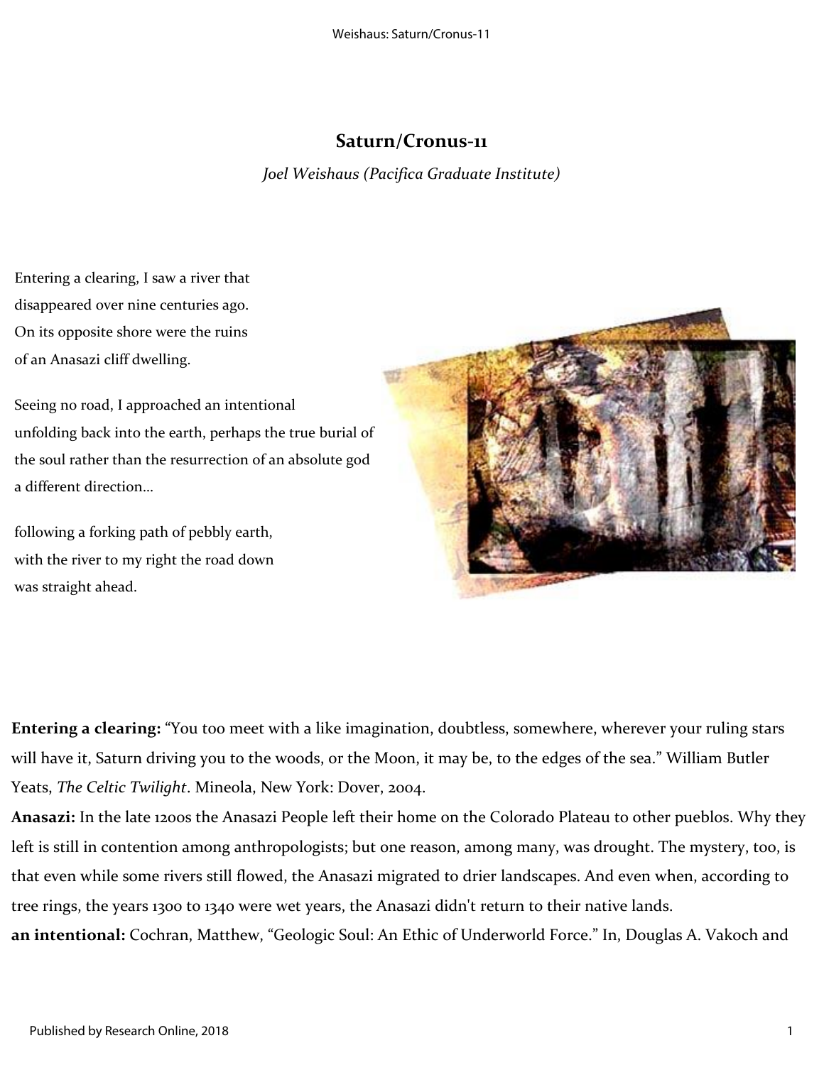# Saturn/Cronus-11

*Joel Weishaus (Pacifica Graduate Institute)*

Entering a clearing, I saw a river that
disappeared over nine centuries ago.
On its opposite shore were the ruins
of an Anasazi cliff dwelling.

Seeing no road, I approached an intentional
unfolding back into the earth, perhaps the true burial of
the soul rather than the resurrection of an absolute god
a different direction...

following a forking path of pebbly earth,
with the river to my right the road down
was straight ahead.

**Entering a clearing:** "You too meet with a like imagination, doubtless, somewhere, wherever your ruling stars will have it, Saturn driving you to the woods, or the Moon, it may be, to the edges of the sea." William Butler Yeats, *The Celtic Twilight*. Mineola, New York: Dover, 2004.

**Anasazi:** In the late 1200s the Anasazi People left their home on the Colorado Plateau to other pueblos. Why they left is still in contention among anthropologists; but one reason, among many, was drought. The mystery, too, is that even while some rivers still flowed, the Anasazi migrated to drier landscapes. And even when, according to tree rings, the years 1300 to 1340 were wet years, the Anasazi didn't return to their native lands.

**an intentional:** Cochran, Matthew, "Geologic Soul: An Ethic of Underworld Force." In, Douglas A. Vakoch and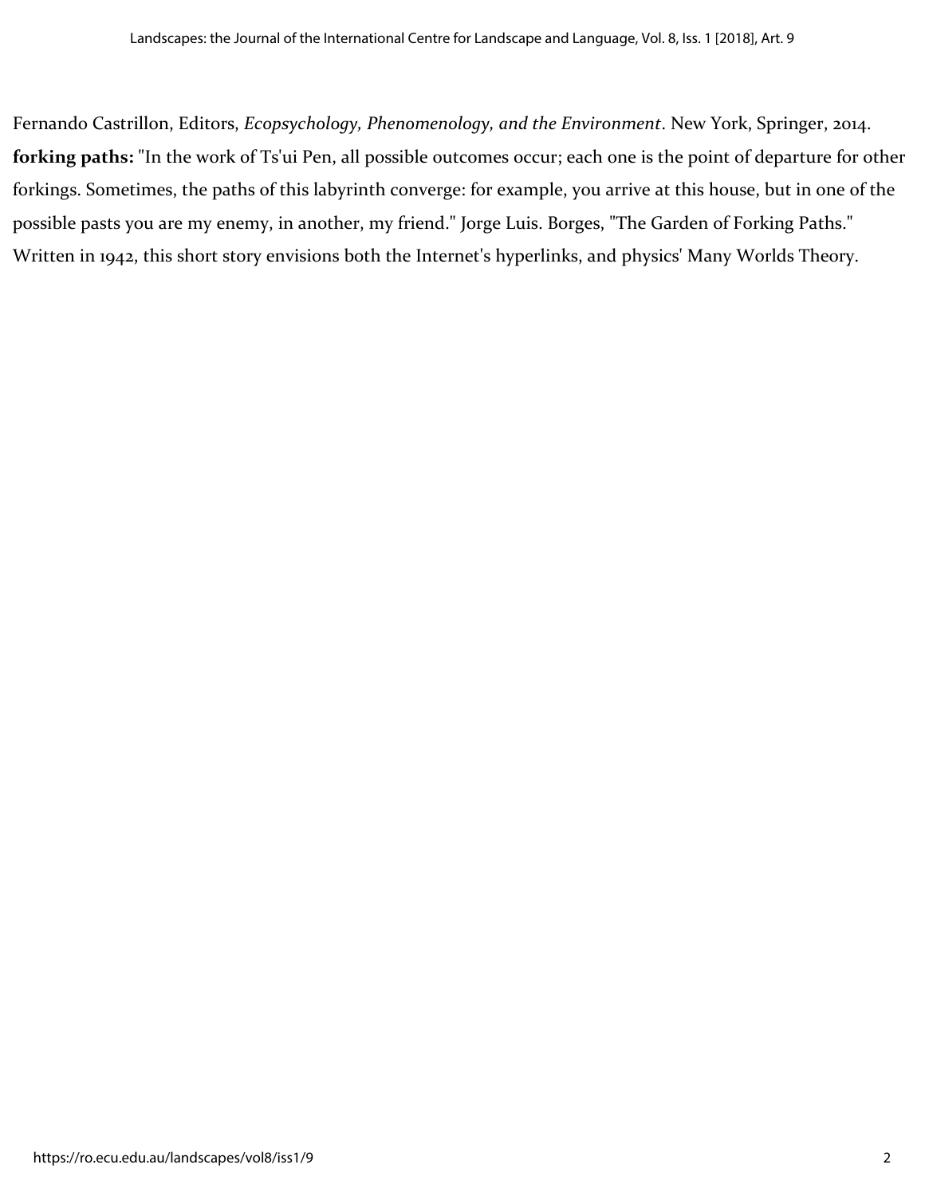Fernando Castrillon, Editors, *Ecopsychology, Phenomenology, and the Environment*. New York, Springer, 2014.

**forking paths:** "In the work of Ts'ui Pen, all possible outcomes occur; each one is the point of departure for other forkings. Sometimes, the paths of this labyrinth converge: for example, you arrive at this house, but in one of the possible pasts you are my enemy, in another, my friend." Jorge Luis. Borges, "The Garden of Forking Paths." Written in 1942, this short story envisions both the Internet's hyperlinks, and physics' Many Worlds Theory.